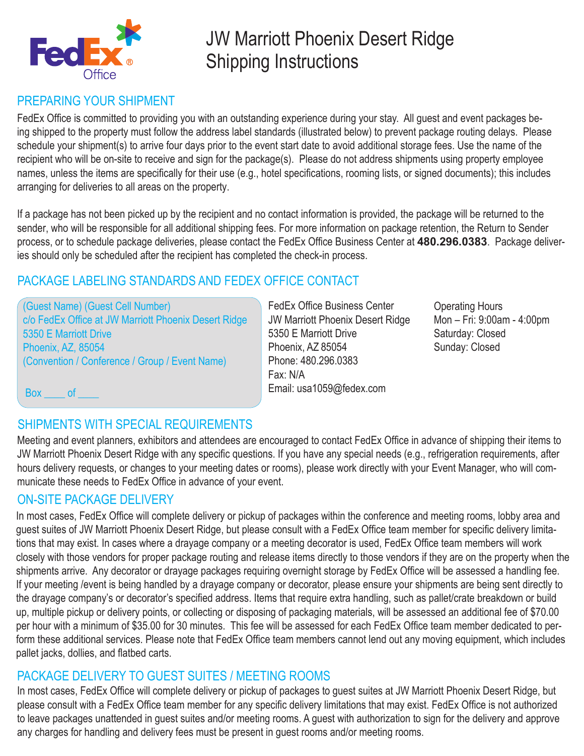# JW Marriott Phoenix Desert Ridge Shipping Instructions

## PREPARING YOUR SHIPMENT

FedEx Office is committed to providing you with an outstanding experience during your stay. All guest and event packages being shipped to the property must follow the address label standards (illustrated below) to prevent package routing delays. Please schedule your shipment(s) to arrive four days prior to the event start date to avoid additional storage fees. Use the name of the recipient who will be on-site to receive and sign for the package(s). Please do not address shipments using property employee names, unless the items are specifically for their use (e.g., hotel specifications, rooming lists, or signed documents); this includes arranging for deliveries to all areas on the property.

If a package has not been picked up by the recipient and no contact information is provided, the package will be returned to the sender, who will be responsible for all additional shipping fees. For more information on package retention, the Return to Sender process, or to schedule package deliveries, please contact the FedEx Office Business Center at **480.296.0383**. Package deliveries should only be scheduled after the recipient has completed the check-in process.

## PACKAGE LABELING STANDARDS AND FEDEX OFFICE CONTACT

(Guest Name) (Guest Cell Number)
c/o FedEx Office at JW Marriott Phoenix Desert Ridge
5350 E Marriott Drive
Phoenix, AZ, 85054
(Convention / Conference / Group / Event Name)

Box ____ of ____

FedEx Office Business Center
JW Marriott Phoenix Desert Ridge
5350 E Marriott Drive
Phoenix, AZ 85054
Phone: 480.296.0383
Fax: N/A
Email: usa1059@fedex.com

Operating Hours
Mon – Fri: 9:00am - 4:00pm
Saturday: Closed
Sunday: Closed

## SHIPMENTS WITH SPECIAL REQUIREMENTS

Meeting and event planners, exhibitors and attendees are encouraged to contact FedEx Office in advance of shipping their items to JW Marriott Phoenix Desert Ridge with any specific questions. If you have any special needs (e.g., refrigeration requirements, after hours delivery requests, or changes to your meeting dates or rooms), please work directly with your Event Manager, who will communicate these needs to FedEx Office in advance of your event.

## ON-SITE PACKAGE DELIVERY

In most cases, FedEx Office will complete delivery or pickup of packages within the conference and meeting rooms, lobby area and guest suites of JW Marriott Phoenix Desert Ridge, but please consult with a FedEx Office team member for specific delivery limitations that may exist. In cases where a drayage company or a meeting decorator is used, FedEx Office team members will work closely with those vendors for proper package routing and release items directly to those vendors if they are on the property when the shipments arrive. Any decorator or drayage packages requiring overnight storage by FedEx Office will be assessed a handling fee. If your meeting /event is being handled by a drayage company or decorator, please ensure your shipments are being sent directly to the drayage company's or decorator's specified address. Items that require extra handling, such as pallet/crate breakdown or build up, multiple pickup or delivery points, or collecting or disposing of packaging materials, will be assessed an additional fee of $70.00 per hour with a minimum of $35.00 for 30 minutes. This fee will be assessed for each FedEx Office team member dedicated to perform these additional services. Please note that FedEx Office team members cannot lend out any moving equipment, which includes pallet jacks, dollies, and flatbed carts.

## PACKAGE DELIVERY TO GUEST SUITES / MEETING ROOMS

In most cases, FedEx Office will complete delivery or pickup of packages to guest suites at JW Marriott Phoenix Desert Ridge, but please consult with a FedEx Office team member for any specific delivery limitations that may exist. FedEx Office is not authorized to leave packages unattended in guest suites and/or meeting rooms. A guest with authorization to sign for the delivery and approve any charges for handling and delivery fees must be present in guest rooms and/or meeting rooms.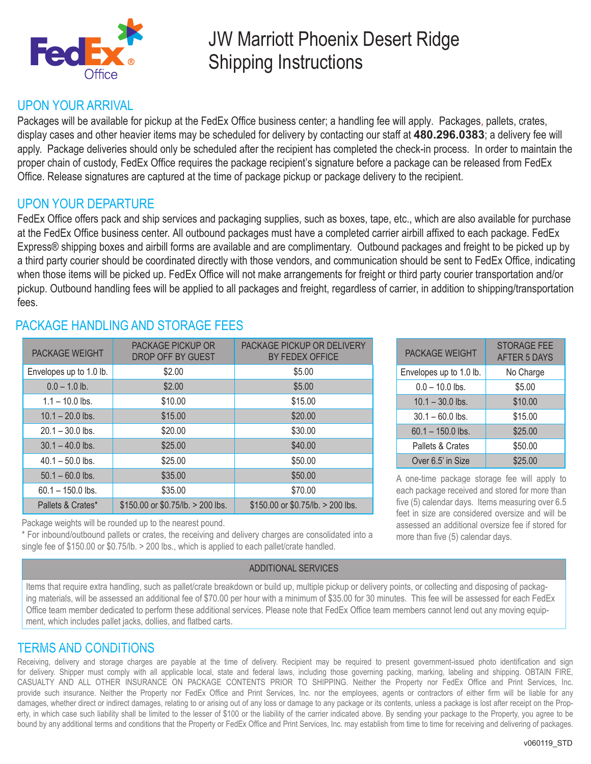# JW Marriott Phoenix Desert Ridge Shipping Instructions

## UPON YOUR ARRIVAL

Packages will be available for pickup at the FedEx Office business center; a handling fee will apply. Packages, pallets, crates, display cases and other heavier items may be scheduled for delivery by contacting our staff at **480.296.0383**; a delivery fee will apply. Package deliveries should only be scheduled after the recipient has completed the check-in process. In order to maintain the proper chain of custody, FedEx Office requires the package recipient's signature before a package can be released from FedEx Office. Release signatures are captured at the time of package pickup or package delivery to the recipient.

## UPON YOUR DEPARTURE

FedEx Office offers pack and ship services and packaging supplies, such as boxes, tape, etc., which are also available for purchase at the FedEx Office business center. All outbound packages must have a completed carrier airbill affixed to each package. FedEx Express® shipping boxes and airbill forms are available and are complimentary. Outbound packages and freight to be picked up by a third party courier should be coordinated directly with those vendors, and communication should be sent to FedEx Office, indicating when those items will be picked up. FedEx Office will not make arrangements for freight or third party courier transportation and/or pickup. Outbound handling fees will be applied to all packages and freight, regardless of carrier, in addition to shipping/transportation fees.

## PACKAGE HANDLING AND STORAGE FEES

| PACKAGE WEIGHT | PACKAGE PICKUP OR DROP OFF BY GUEST | PACKAGE PICKUP OR DELIVERY BY FEDEX OFFICE |
|---|---|---|
| Envelopes up to 1.0 lb. | $2.00 | $5.00 |
| 0.0 – 1.0 lb. | $2.00 | $5.00 |
| 1.1 – 10.0 lbs. | $10.00 | $15.00 |
| 10.1 – 20.0 lbs. | $15.00 | $20.00 |
| 20.1 – 30.0 lbs. | $20.00 | $30.00 |
| 30.1 – 40.0 lbs. | $25.00 | $40.00 |
| 40.1 – 50.0 lbs. | $25.00 | $50.00 |
| 50.1 – 60.0 lbs. | $35.00 | $50.00 |
| 60.1 – 150.0 lbs. | $35.00 | $70.00 |
| Pallets & Crates* | $150.00 or $0.75/lb. > 200 lbs. | $150.00 or $0.75/lb. > 200 lbs. |

Package weights will be rounded up to the nearest pound.

* For inbound/outbound pallets or crates, the receiving and delivery charges are consolidated into a single fee of $150.00 or $0.75/lb. > 200 lbs., which is applied to each pallet/crate handled.

| PACKAGE WEIGHT | STORAGE FEE AFTER 5 DAYS |
|---|---|
| Envelopes up to 1.0 lb. | No Charge |
| 0.0 – 10.0 lbs. | $5.00 |
| 10.1 – 30.0 lbs. | $10.00 |
| 30.1 – 60.0 lbs. | $15.00 |
| 60.1 – 150.0 lbs. | $25.00 |
| Pallets & Crates | $50.00 |
| Over 6.5' in Size | $25.00 |

A one-time package storage fee will apply to each package received and stored for more than five (5) calendar days. Items measuring over 6.5 feet in size are considered oversize and will be assessed an additional oversize fee if stored for more than five (5) calendar days.

### ADDITIONAL SERVICES

Items that require extra handling, such as pallet/crate breakdown or build up, multiple pickup or delivery points, or collecting and disposing of packaging materials, will be assessed an additional fee of $70.00 per hour with a minimum of $35.00 for 30 minutes. This fee will be assessed for each FedEx Office team member dedicated to perform these additional services. Please note that FedEx Office team members cannot lend out any moving equipment, which includes pallet jacks, dollies, and flatbed carts.

## TERMS AND CONDITIONS

Receiving, delivery and storage charges are payable at the time of delivery. Recipient may be required to present government-issued photo identification and sign for delivery. Shipper must comply with all applicable local, state and federal laws, including those governing packing, marking, labeling and shipping. OBTAIN FIRE, CASUALTY AND ALL OTHER INSURANCE ON PACKAGE CONTENTS PRIOR TO SHIPPING. Neither the Property nor FedEx Office and Print Services, Inc. provide such insurance. Neither the Property nor FedEx Office and Print Services, Inc. nor the employees, agents or contractors of either firm will be liable for any damages, whether direct or indirect damages, relating to or arising out of any loss or damage to any package or its contents, unless a package is lost after receipt on the Property, in which case such liability shall be limited to the lesser of $100 or the liability of the carrier indicated above. By sending your package to the Property, you agree to be bound by any additional terms and conditions that the Property or FedEx Office and Print Services, Inc. may establish from time to time for receiving and delivering of packages.

v060119_STD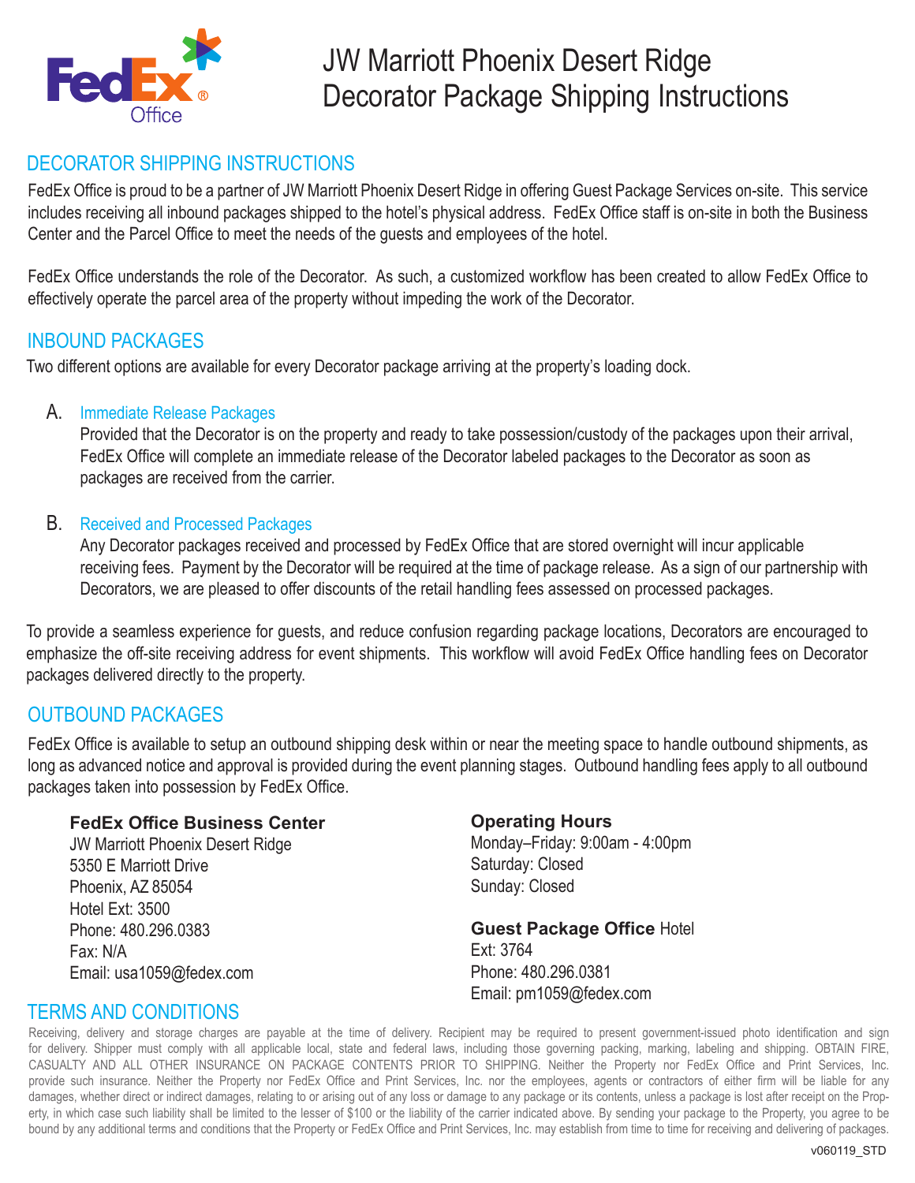FedEx Office

# JW Marriott Phoenix Desert Ridge Decorator Package Shipping Instructions

## DECORATOR SHIPPING INSTRUCTIONS

FedEx Office is proud to be a partner of JW Marriott Phoenix Desert Ridge in offering Guest Package Services on-site. This service includes receiving all inbound packages shipped to the hotel's physical address. FedEx Office staff is on-site in both the Business Center and the Parcel Office to meet the needs of the guests and employees of the hotel.

FedEx Office understands the role of the Decorator. As such, a customized workflow has been created to allow FedEx Office to effectively operate the parcel area of the property without impeding the work of the Decorator.

## INBOUND PACKAGES

Two different options are available for every Decorator package arriving at the property's loading dock.

A. **Immediate Release Packages**
Provided that the Decorator is on the property and ready to take possession/custody of the packages upon their arrival, FedEx Office will complete an immediate release of the Decorator labeled packages to the Decorator as soon as packages are received from the carrier.

B. **Received and Processed Packages**
Any Decorator packages received and processed by FedEx Office that are stored overnight will incur applicable receiving fees. Payment by the Decorator will be required at the time of package release. As a sign of our partnership with Decorators, we are pleased to offer discounts of the retail handling fees assessed on processed packages.

To provide a seamless experience for guests, and reduce confusion regarding package locations, Decorators are encouraged to emphasize the off-site receiving address for event shipments. This workflow will avoid FedEx Office handling fees on Decorator packages delivered directly to the property.

## OUTBOUND PACKAGES

FedEx Office is available to setup an outbound shipping desk within or near the meeting space to handle outbound shipments, as long as advanced notice and approval is provided during the event planning stages. Outbound handling fees apply to all outbound packages taken into possession by FedEx Office.

**FedEx Office Business Center**
JW Marriott Phoenix Desert Ridge
5350 E Marriott Drive
Phoenix, AZ 85054
Hotel Ext: 3500
Phone: 480.296.0383
Fax: N/A
Email: usa1059@fedex.com

**Operating Hours**
Monday–Friday: 9:00am - 4:00pm
Saturday: Closed
Sunday: Closed

**Guest Package Office** Hotel Ext: 3764
Phone: 480.296.0381
Email: pm1059@fedex.com

## TERMS AND CONDITIONS

Receiving, delivery and storage charges are payable at the time of delivery. Recipient may be required to present government-issued photo identification and sign for delivery. Shipper must comply with all applicable local, state and federal laws, including those governing packing, marking, labeling and shipping. OBTAIN FIRE, CASUALTY AND ALL OTHER INSURANCE ON PACKAGE CONTENTS PRIOR TO SHIPPING. Neither the Property nor FedEx Office and Print Services, Inc. provide such insurance. Neither the Property nor FedEx Office and Print Services, Inc. nor the employees, agents or contractors of either firm will be liable for any damages, whether direct or indirect damages, relating to or arising out of any loss or damage to any package or its contents, unless a package is lost after receipt on the Property, in which case such liability shall be limited to the lesser of $100 or the liability of the carrier indicated above. By sending your package to the Property, you agree to be bound by any additional terms and conditions that the Property or FedEx Office and Print Services, Inc. may establish from time to time for receiving and delivering of packages.

v060119_STD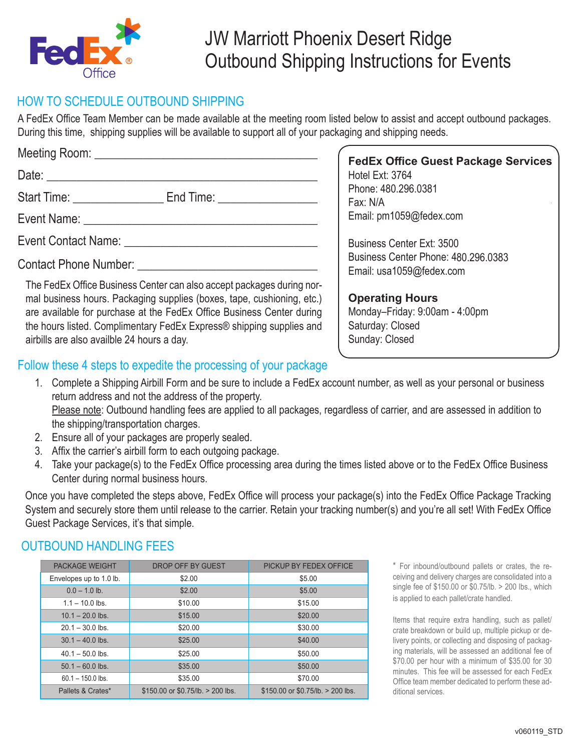FedEx Office

# JW Marriott Phoenix Desert Ridge Outbound Shipping Instructions for Events

## HOW TO SCHEDULE OUTBOUND SHIPPING

A FedEx Office Team Member can be made available at the meeting room listed below to assist and accept outbound packages. During this time, shipping supplies will be available to support all of your packaging and shipping needs.

Meeting Room: ___________________________________

Date: ___________________________________

Start Time: _______________ End Time: _______________

Event Name: ___________________________________

Event Contact Name: ___________________________________

Contact Phone Number: ___________________________________

The FedEx Office Business Center can also accept packages during normal business hours. Packaging supplies (boxes, tape, cushioning, etc.) are available for purchase at the FedEx Office Business Center during the hours listed. Complimentary FedEx Express® shipping supplies and airbills are also availble 24 hours a day.

**FedEx Office Guest Package Services**
Hotel Ext: 3764
Phone: 480.296.0381
Fax: N/A
Email: pm1059@fedex.com

Business Center Ext: 3500
Business Center Phone: 480.296.0383
Email: usa1059@fedex.com

**Operating Hours**
Monday–Friday: 9:00am - 4:00pm
Saturday: Closed
Sunday: Closed

## Follow these 4 steps to expedite the processing of your package

1. Complete a Shipping Airbill Form and be sure to include a FedEx account number, as well as your personal or business return address and not the address of the property.
   Please note: Outbound handling fees are applied to all packages, regardless of carrier, and are assessed in addition to the shipping/transportation charges.
2. Ensure all of your packages are properly sealed.
3. Affix the carrier's airbill form to each outgoing package.
4. Take your package(s) to the FedEx Office processing area during the times listed above or to the FedEx Office Business Center during normal business hours.

Once you have completed the steps above, FedEx Office will process your package(s) into the FedEx Office Package Tracking System and securely store them until release to the carrier. Retain your tracking number(s) and you're all set! With FedEx Office Guest Package Services, it's that simple.

## OUTBOUND HANDLING FEES

| PACKAGE WEIGHT | DROP OFF BY GUEST | PICKUP BY FEDEX OFFICE |
|---|---|---|
| Envelopes up to 1.0 lb. | $2.00 | $5.00 |
| 0.0 – 1.0 lb. | $2.00 | $5.00 |
| 1.1 – 10.0 lbs. | $10.00 | $15.00 |
| 10.1 – 20.0 lbs. | $15.00 | $20.00 |
| 20.1 – 30.0 lbs. | $20.00 | $30.00 |
| 30.1 – 40.0 lbs. | $25.00 | $40.00 |
| 40.1 – 50.0 lbs. | $25.00 | $50.00 |
| 50.1 – 60.0 lbs. | $35.00 | $50.00 |
| 60.1 – 150.0 lbs. | $35.00 | $70.00 |
| Pallets & Crates* | $150.00 or $0.75/lb. > 200 lbs. | $150.00 or $0.75/lb. > 200 lbs. |

* For inbound/outbound pallets or crates, the receiving and delivery charges are consolidated into a single fee of $150.00 or $0.75/lb. > 200 lbs., which is applied to each pallet/crate handled.

Items that require extra handling, such as pallet/crate breakdown or build up, multiple pickup or delivery points, or collecting and disposing of packaging materials, will be assessed an additional fee of $70.00 per hour with a minimum of $35.00 for 30 minutes. This fee will be assessed for each FedEx Office team member dedicated to perform these additional services.

v060119_STD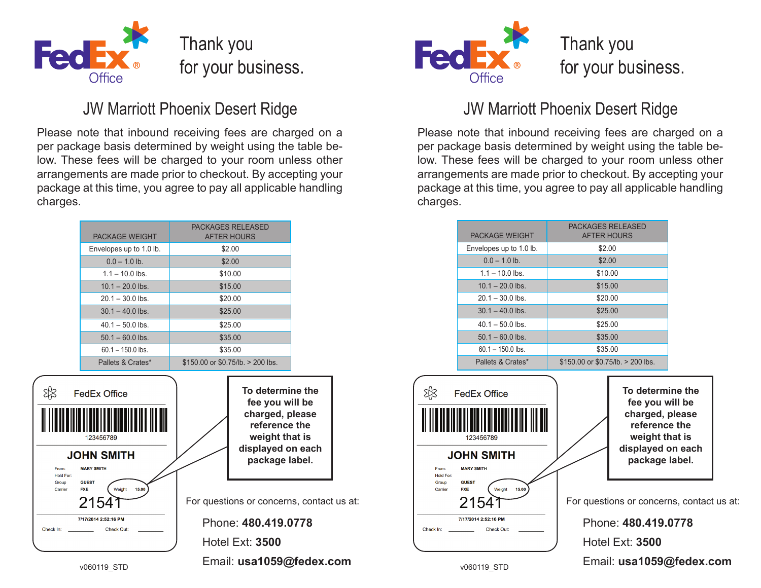# FedEx Office

## Thank you for your business.

### JW Marriott Phoenix Desert Ridge

Please note that inbound receiving fees are charged on a per package basis determined by weight using the table below. These fees will be charged to your room unless other arrangements are made prior to checkout. By accepting your package at this time, you agree to pay all applicable handling charges.

| PACKAGE WEIGHT | PACKAGES RELEASED AFTER HOURS |
|---|---|
| Envelopes up to 1.0 lb. | $2.00 |
| 0.0 – 1.0 lb. | $2.00 |
| 1.1 – 10.0 lbs. | $10.00 |
| 10.1 – 20.0 lbs. | $15.00 |
| 20.1 – 30.0 lbs. | $20.00 |
| 30.1 – 40.0 lbs. | $25.00 |
| 40.1 – 50.0 lbs. | $25.00 |
| 50.1 – 60.0 lbs. | $35.00 |
| 60.1 – 150.0 lbs. | $35.00 |
| Pallets & Crates* | $150.00 or $0.75/lb. > 200 lbs. |

FedEx Office

123456789

**JOHN SMITH**

From: MARY SMITH
Hold For:
Group: GUEST
Carrier: FXE
Weight: 15.00

21541

7/17/2014 2:52:16 PM

Check In: ________ Check Out: ________

**To determine the fee you will be charged, please reference the weight that is displayed on each package label.**

For questions or concerns, contact us at:

Phone: **480.419.0778**

Hotel Ext: **3500**

Email: **usa1059@fedex.com**

v060119_STD

---

# FedEx Office

## Thank you for your business.

### JW Marriott Phoenix Desert Ridge

Please note that inbound receiving fees are charged on a per package basis determined by weight using the table below. These fees will be charged to your room unless other arrangements are made prior to checkout. By accepting your package at this time, you agree to pay all applicable handling charges.

| PACKAGE WEIGHT | PACKAGES RELEASED AFTER HOURS |
|---|---|
| Envelopes up to 1.0 lb. | $2.00 |
| 0.0 – 1.0 lb. | $2.00 |
| 1.1 – 10.0 lbs. | $10.00 |
| 10.1 – 20.0 lbs. | $15.00 |
| 20.1 – 30.0 lbs. | $20.00 |
| 30.1 – 40.0 lbs. | $25.00 |
| 40.1 – 50.0 lbs. | $25.00 |
| 50.1 – 60.0 lbs. | $35.00 |
| 60.1 – 150.0 lbs. | $35.00 |
| Pallets & Crates* | $150.00 or $0.75/lb. > 200 lbs. |

FedEx Office

123456789

**JOHN SMITH**

From: MARY SMITH
Hold For:
Group: GUEST
Carrier: FXE
Weight: 15.00

21541

7/17/2014 2:52:16 PM

Check In: ________ Check Out: ________

**To determine the fee you will be charged, please reference the weight that is displayed on each package label.**

For questions or concerns, contact us at:

Phone: **480.419.0778**

Hotel Ext: **3500**

Email: **usa1059@fedex.com**

v060119_STD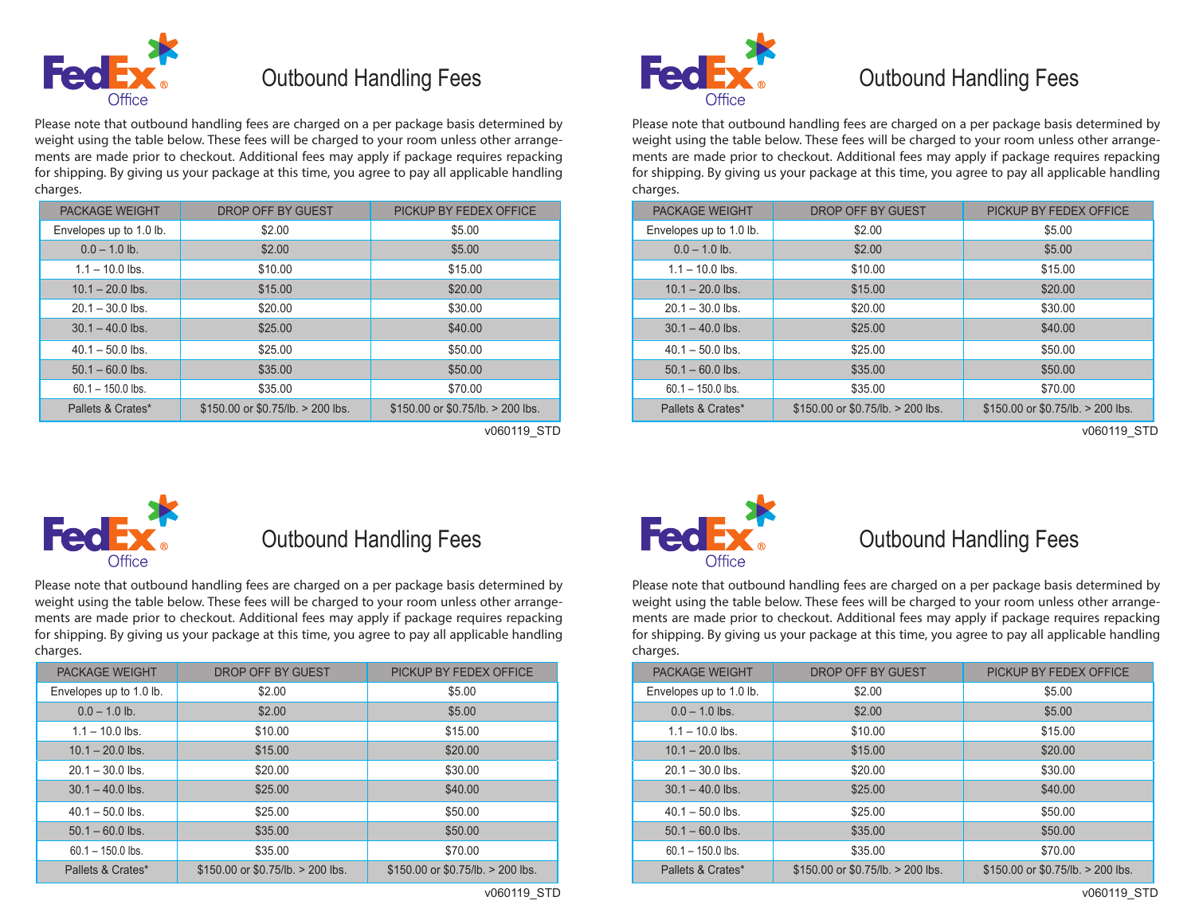FedEx Office

# Outbound Handling Fees

Please note that outbound handling fees are charged on a per package basis determined by weight using the table below. These fees will be charged to your room unless other arrangements are made prior to checkout. Additional fees may apply if package requires repacking for shipping. By giving us your package at this time, you agree to pay all applicable handling charges.

| PACKAGE WEIGHT | DROP OFF BY GUEST | PICKUP BY FEDEX OFFICE |
|---|---|---|
| Envelopes up to 1.0 lb. | $2.00 | $5.00 |
| 0.0 – 1.0 lb. | $2.00 | $5.00 |
| 1.1 – 10.0 lbs. | $10.00 | $15.00 |
| 10.1 – 20.0 lbs. | $15.00 | $20.00 |
| 20.1 – 30.0 lbs. | $20.00 | $30.00 |
| 30.1 – 40.0 lbs. | $25.00 | $40.00 |
| 40.1 – 50.0 lbs. | $25.00 | $50.00 |
| 50.1 – 60.0 lbs. | $35.00 | $50.00 |
| 60.1 – 150.0 lbs. | $35.00 | $70.00 |
| Pallets & Crates* | $150.00 or $0.75/lb. > 200 lbs. | $150.00 or $0.75/lb. > 200 lbs. |

v060119_STD

FedEx Office

# Outbound Handling Fees

Please note that outbound handling fees are charged on a per package basis determined by weight using the table below. These fees will be charged to your room unless other arrangements are made prior to checkout. Additional fees may apply if package requires repacking for shipping. By giving us your package at this time, you agree to pay all applicable handling charges.

| PACKAGE WEIGHT | DROP OFF BY GUEST | PICKUP BY FEDEX OFFICE |
|---|---|---|
| Envelopes up to 1.0 lb. | $2.00 | $5.00 |
| 0.0 – 1.0 lb. | $2.00 | $5.00 |
| 1.1 – 10.0 lbs. | $10.00 | $15.00 |
| 10.1 – 20.0 lbs. | $15.00 | $20.00 |
| 20.1 – 30.0 lbs. | $20.00 | $30.00 |
| 30.1 – 40.0 lbs. | $25.00 | $40.00 |
| 40.1 – 50.0 lbs. | $25.00 | $50.00 |
| 50.1 – 60.0 lbs. | $35.00 | $50.00 |
| 60.1 – 150.0 lbs. | $35.00 | $70.00 |
| Pallets & Crates* | $150.00 or $0.75/lb. > 200 lbs. | $150.00 or $0.75/lb. > 200 lbs. |

v060119_STD

FedEx Office

# Outbound Handling Fees

Please note that outbound handling fees are charged on a per package basis determined by weight using the table below. These fees will be charged to your room unless other arrangements are made prior to checkout. Additional fees may apply if package requires repacking for shipping. By giving us your package at this time, you agree to pay all applicable handling charges.

| PACKAGE WEIGHT | DROP OFF BY GUEST | PICKUP BY FEDEX OFFICE |
|---|---|---|
| Envelopes up to 1.0 lb. | $2.00 | $5.00 |
| 0.0 – 1.0 lb. | $2.00 | $5.00 |
| 1.1 – 10.0 lbs. | $10.00 | $15.00 |
| 10.1 – 20.0 lbs. | $15.00 | $20.00 |
| 20.1 – 30.0 lbs. | $20.00 | $30.00 |
| 30.1 – 40.0 lbs. | $25.00 | $40.00 |
| 40.1 – 50.0 lbs. | $25.00 | $50.00 |
| 50.1 – 60.0 lbs. | $35.00 | $50.00 |
| 60.1 – 150.0 lbs. | $35.00 | $70.00 |
| Pallets & Crates* | $150.00 or $0.75/lb. > 200 lbs. | $150.00 or $0.75/lb. > 200 lbs. |

v060119_STD

FedEx Office

# Outbound Handling Fees

Please note that outbound handling fees are charged on a per package basis determined by weight using the table below. These fees will be charged to your room unless other arrangements are made prior to checkout. Additional fees may apply if package requires repacking for shipping. By giving us your package at this time, you agree to pay all applicable handling charges.

| PACKAGE WEIGHT | DROP OFF BY GUEST | PICKUP BY FEDEX OFFICE |
|---|---|---|
| Envelopes up to 1.0 lb. | $2.00 | $5.00 |
| 0.0 – 1.0 lbs. | $2.00 | $5.00 |
| 1.1 – 10.0 lbs. | $10.00 | $15.00 |
| 10.1 – 20.0 lbs. | $15.00 | $20.00 |
| 20.1 – 30.0 lbs. | $20.00 | $30.00 |
| 30.1 – 40.0 lbs. | $25.00 | $40.00 |
| 40.1 – 50.0 lbs. | $25.00 | $50.00 |
| 50.1 – 60.0 lbs. | $35.00 | $50.00 |
| 60.1 – 150.0 lbs. | $35.00 | $70.00 |
| Pallets & Crates* | $150.00 or $0.75/lb. > 200 lbs. | $150.00 or $0.75/lb. > 200 lbs. |

v060119_STD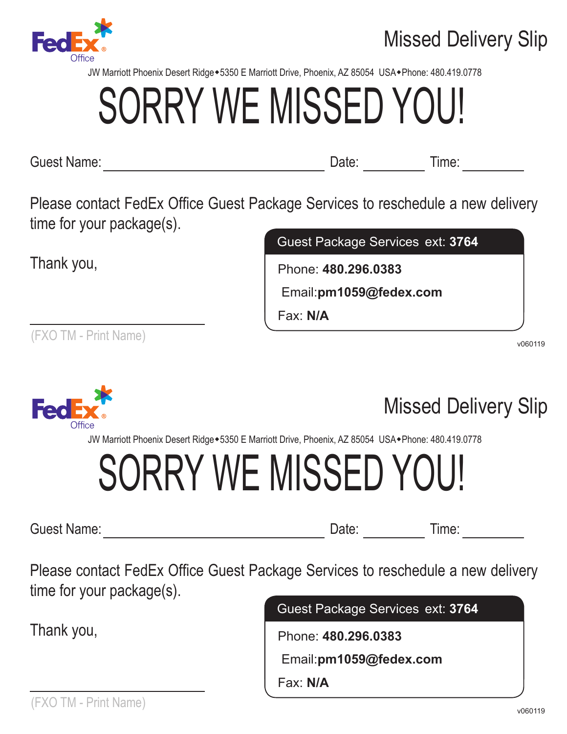FedEx Office

# Missed Delivery Slip

JW Marriott Phoenix Desert Ridge◆5350 E Marriott Drive, Phoenix, AZ 85054 USA◆Phone: 480.419.0778

# SORRY WE MISSED YOU!

Guest Name: ______________________ Date: ________ Time: ________

Please contact FedEx Office Guest Package Services to reschedule a new delivery time for your package(s).

Thank you,

______________________

(FXO TM - Print Name)

**Guest Package Services ext: 3764**

Phone: **480.296.0383**

Email: **pm1059@fedex.com**

Fax: **N/A**

v060119

FedEx Office

# Missed Delivery Slip

JW Marriott Phoenix Desert Ridge◆5350 E Marriott Drive, Phoenix, AZ 85054 USA◆Phone: 480.419.0778

# SORRY WE MISSED YOU!

Guest Name: ______________________ Date: ________ Time: ________

Please contact FedEx Office Guest Package Services to reschedule a new delivery time for your package(s).

Thank you,

______________________

(FXO TM - Print Name)

**Guest Package Services ext: 3764**

Phone: **480.296.0383**

Email: **pm1059@fedex.com**

Fax: **N/A**

v060119